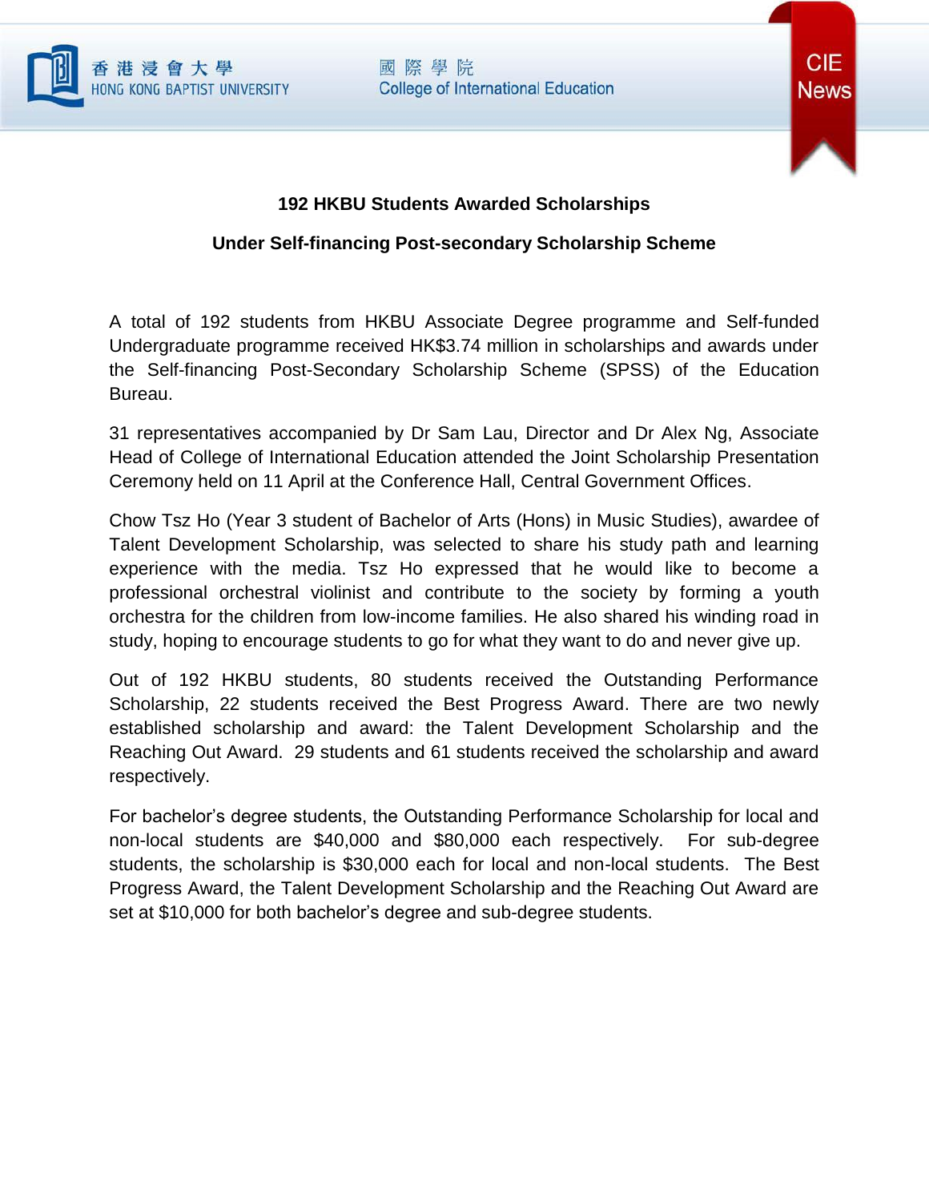## 192 HKBU Students Awarded Scholarships

## Under Self-financing Post-secondary Scholarship Scheme

A total of 192 students from HKBU Associate Degree programme and Self-funded Undergraduate programme received HK$3.74 million in scholarships and awards under the Self-financing Post-Secondary Scholarship Scheme (SPSS) of the Education Bureau.

31 representatives accompanied by Dr Sam Lau, Director and Dr Alex Ng, Associate Head of College of International Education attended the Joint Scholarship Presentation Ceremony held on 11 April at the Conference Hall, Central Government Offices.

Chow Tsz Ho (Year 3 student of Bachelor of Arts (Hons) in Music Studies), awardee of Talent Development Scholarship, was selected to share his study path and learning experience with the media. Tsz Ho expressed that he would like to become a professional orchestral violinist and contribute to the society by forming a youth orchestra for the children from low-income families. He also shared his winding road in study, hoping to encourage students to go for what they want to do and never give up.

Out of 192 HKBU students, 80 students received the Outstanding Performance Scholarship, 22 students received the Best Progress Award. There are two newly established scholarship and award: the Talent Development Scholarship and the Reaching Out Award. 29 students and 61 students received the scholarship and award respectively.

For bachelor's degree students, the Outstanding Performance Scholarship for local and non-local students are $40,000 and $80,000 each respectively. For sub-degree students, the scholarship is $30,000 each for local and non-local students. The Best Progress Award, the Talent Development Scholarship and the Reaching Out Award are set at $10,000 for both bachelor's degree and sub-degree students.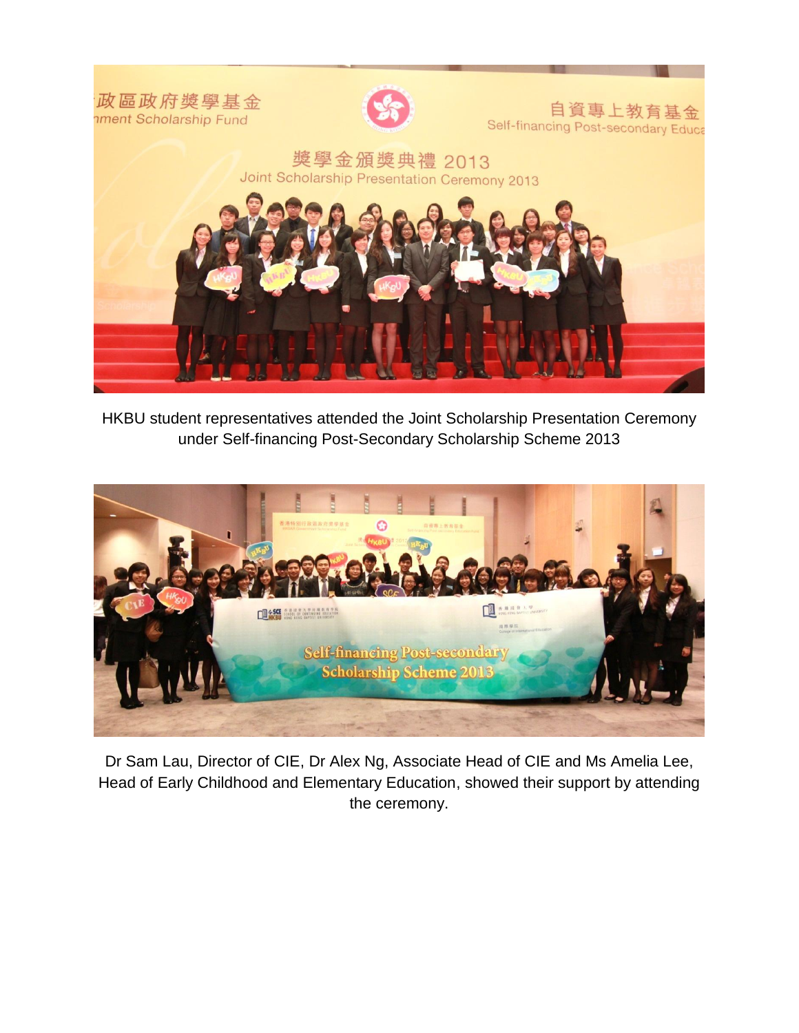HKBU student representatives attended the Joint Scholarship Presentation Ceremony under Self-financing Post-Secondary Scholarship Scheme 2013

Dr Sam Lau, Director of CIE, Dr Alex Ng, Associate Head of CIE and Ms Amelia Lee, Head of Early Childhood and Elementary Education, showed their support by attending the ceremony.